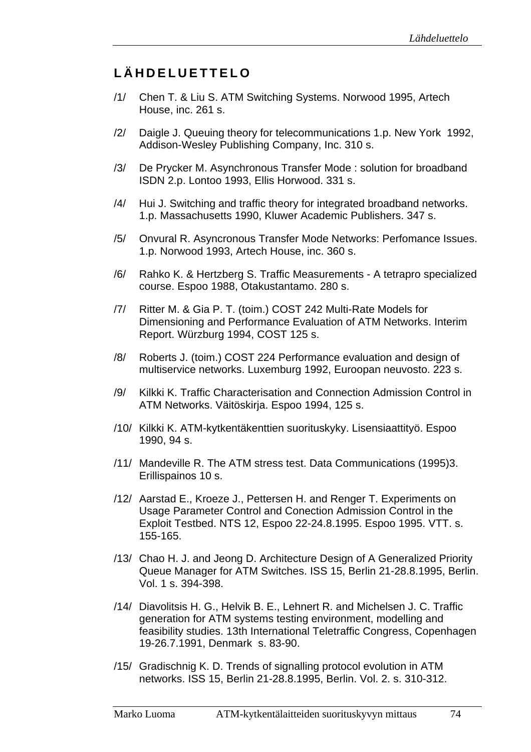# LÄHDELUETTELO

/1/ Chen T. & Liu S. ATM Switching Systems. Norwood 1995, Artech House, inc. 261 s.

/2/ Daigle J. Queuing theory for telecommunications 1.p. New York 1992, Addison-Wesley Publishing Company, Inc. 310 s.

/3/ De Prycker M. Asynchronous Transfer Mode : solution for broadband ISDN 2.p. Lontoo 1993, Ellis Horwood. 331 s.

/4/ Hui J. Switching and traffic theory for integrated broadband networks. 1.p. Massachusetts 1990, Kluwer Academic Publishers. 347 s.

/5/ Onvural R. Asyncronous Transfer Mode Networks: Perfomance Issues. 1.p. Norwood 1993, Artech House, inc. 360 s.

/6/ Rahko K. & Hertzberg S. Traffic Measurements - A tetrapro specialized course. Espoo 1988, Otakustantamo. 280 s.

/7/ Ritter M. & Gia P. T. (toim.) COST 242 Multi-Rate Models for Dimensioning and Performance Evaluation of ATM Networks. Interim Report. Würzburg 1994, COST 125 s.

/8/ Roberts J. (toim.) COST 224 Performance evaluation and design of multiservice networks. Luxemburg 1992, Euroopan neuvosto. 223 s.

/9/ Kilkki K. Traffic Characterisation and Connection Admission Control in ATM Networks. Väitöskirja. Espoo 1994, 125 s.

/10/ Kilkki K. ATM-kytkentäkenttien suorituskyky. Lisensiaattityö. Espoo 1990, 94 s.

/11/ Mandeville R. The ATM stress test. Data Communications (1995)3. Erillispainos 10 s.

/12/ Aarstad E., Kroeze J., Pettersen H. and Renger T. Experiments on Usage Parameter Control and Conection Admission Control in the Exploit Testbed. NTS 12, Espoo 22-24.8.1995. Espoo 1995. VTT. s. 155-165.

/13/ Chao H. J. and Jeong D. Architecture Design of A Generalized Priority Queue Manager for ATM Switches. ISS 15, Berlin 21-28.8.1995, Berlin. Vol. 1 s. 394-398.

/14/ Diavolitsis H. G., Helvik B. E., Lehnert R. and Michelsen J. C. Traffic generation for ATM systems testing environment, modelling and feasibility studies. 13th International Teletraffic Congress, Copenhagen 19-26.7.1991, Denmark s. 83-90.

/15/ Gradischnig K. D. Trends of signalling protocol evolution in ATM networks. ISS 15, Berlin 21-28.8.1995, Berlin. Vol. 2. s. 310-312.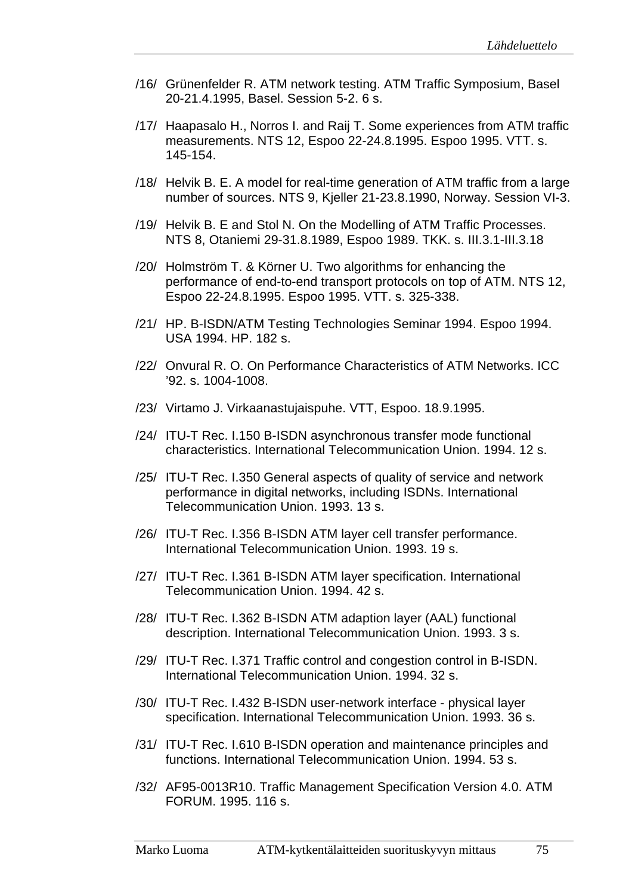/16/ Grünenfelder R. ATM network testing. ATM Traffic Symposium, Basel 20-21.4.1995, Basel. Session 5-2. 6 s.

/17/ Haapasalo H., Norros I. and Raij T. Some experiences from ATM traffic measurements. NTS 12, Espoo 22-24.8.1995. Espoo 1995. VTT. s. 145-154.

/18/ Helvik B. E. A model for real-time generation of ATM traffic from a large number of sources. NTS 9, Kjeller 21-23.8.1990, Norway. Session VI-3.

/19/ Helvik B. E and Stol N. On the Modelling of ATM Traffic Processes. NTS 8, Otaniemi 29-31.8.1989, Espoo 1989. TKK. s. III.3.1-III.3.18

/20/ Holmström T. & Körner U. Two algorithms for enhancing the performance of end-to-end transport protocols on top of ATM. NTS 12, Espoo 22-24.8.1995. Espoo 1995. VTT. s. 325-338.

/21/ HP. B-ISDN/ATM Testing Technologies Seminar 1994. Espoo 1994. USA 1994. HP. 182 s.

/22/ Onvural R. O. On Performance Characteristics of ATM Networks. ICC ’92. s. 1004-1008.

/23/ Virtamo J. Virkaanastujaispuhe. VTT, Espoo. 18.9.1995.

/24/ ITU-T Rec. I.150 B-ISDN asynchronous transfer mode functional characteristics. International Telecommunication Union. 1994. 12 s.

/25/ ITU-T Rec. I.350 General aspects of quality of service and network performance in digital networks, including ISDNs. International Telecommunication Union. 1993. 13 s.

/26/ ITU-T Rec. I.356 B-ISDN ATM layer cell transfer performance. International Telecommunication Union. 1993. 19 s.

/27/ ITU-T Rec. I.361 B-ISDN ATM layer specification. International Telecommunication Union. 1994. 42 s.

/28/ ITU-T Rec. I.362 B-ISDN ATM adaption layer (AAL) functional description. International Telecommunication Union. 1993. 3 s.

/29/ ITU-T Rec. I.371 Traffic control and congestion control in B-ISDN. International Telecommunication Union. 1994. 32 s.

/30/ ITU-T Rec. I.432 B-ISDN user-network interface - physical layer specification. International Telecommunication Union. 1993. 36 s.

/31/ ITU-T Rec. I.610 B-ISDN operation and maintenance principles and functions. International Telecommunication Union. 1994. 53 s.

/32/ AF95-0013R10. Traffic Management Specification Version 4.0. ATM FORUM. 1995. 116 s.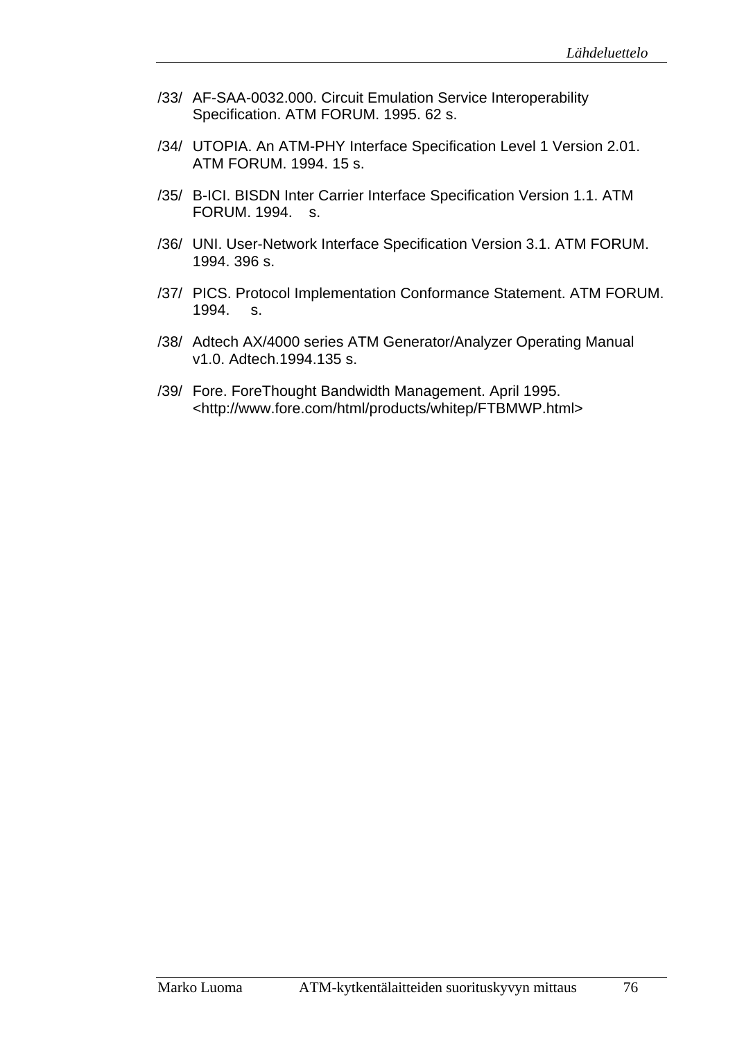/33/ AF-SAA-0032.000. Circuit Emulation Service Interoperability Specification. ATM FORUM. 1995. 62 s.

/34/ UTOPIA. An ATM-PHY Interface Specification Level 1 Version 2.01. ATM FORUM. 1994. 15 s.

/35/ B-ICI. BISDN Inter Carrier Interface Specification Version 1.1. ATM FORUM. 1994.    s.

/36/ UNI. User-Network Interface Specification Version 3.1. ATM FORUM. 1994. 396 s.

/37/ PICS. Protocol Implementation Conformance Statement. ATM FORUM. 1994.     s.

/38/ Adtech AX/4000 series ATM Generator/Analyzer Operating Manual v1.0. Adtech.1994.135 s.

/39/ Fore. ForeThought Bandwidth Management. April 1995. <http://www.fore.com/html/products/whitep/FTBMWP.html>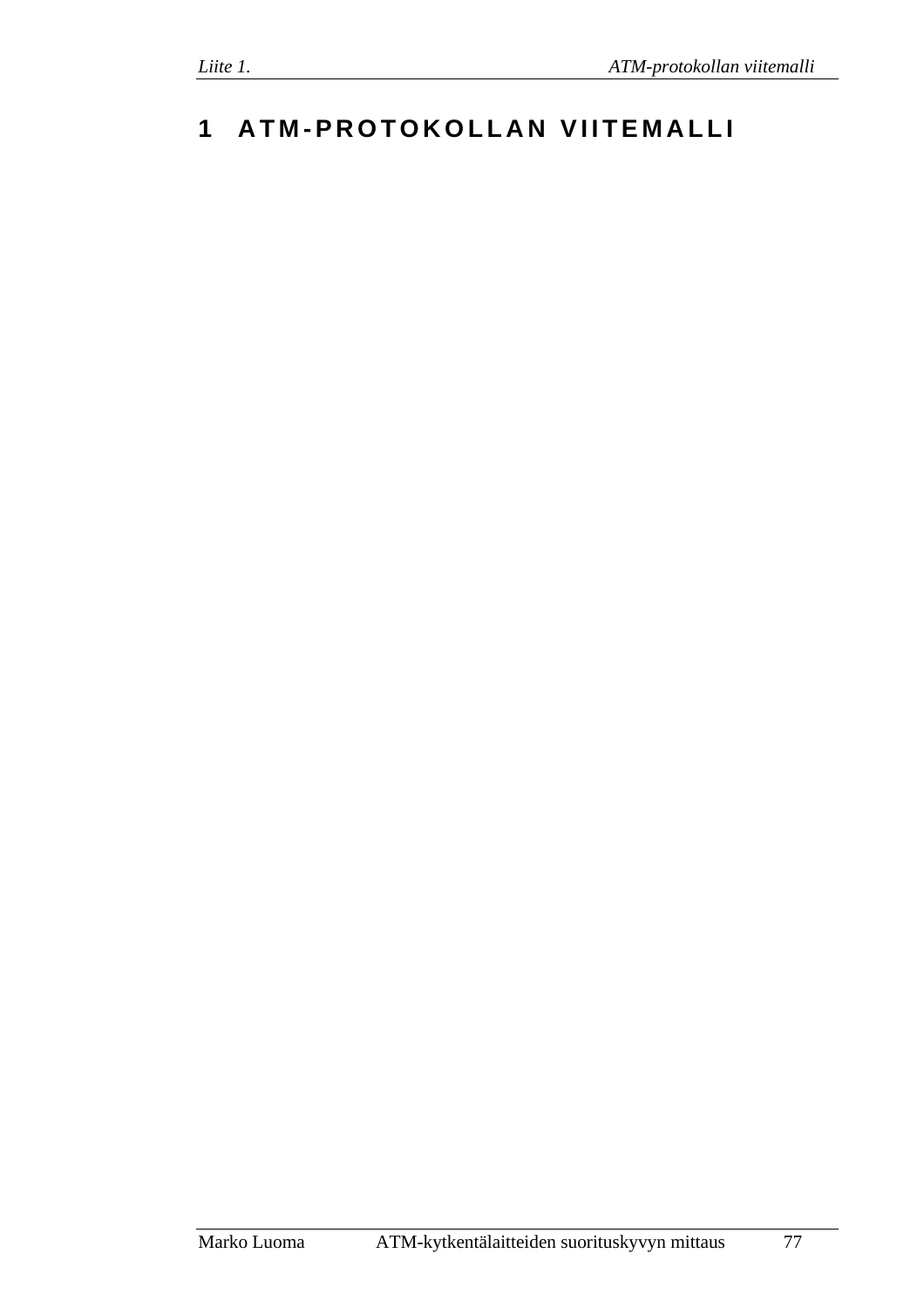# 1 ATM-PROTOKOLLAN VIITEMALLI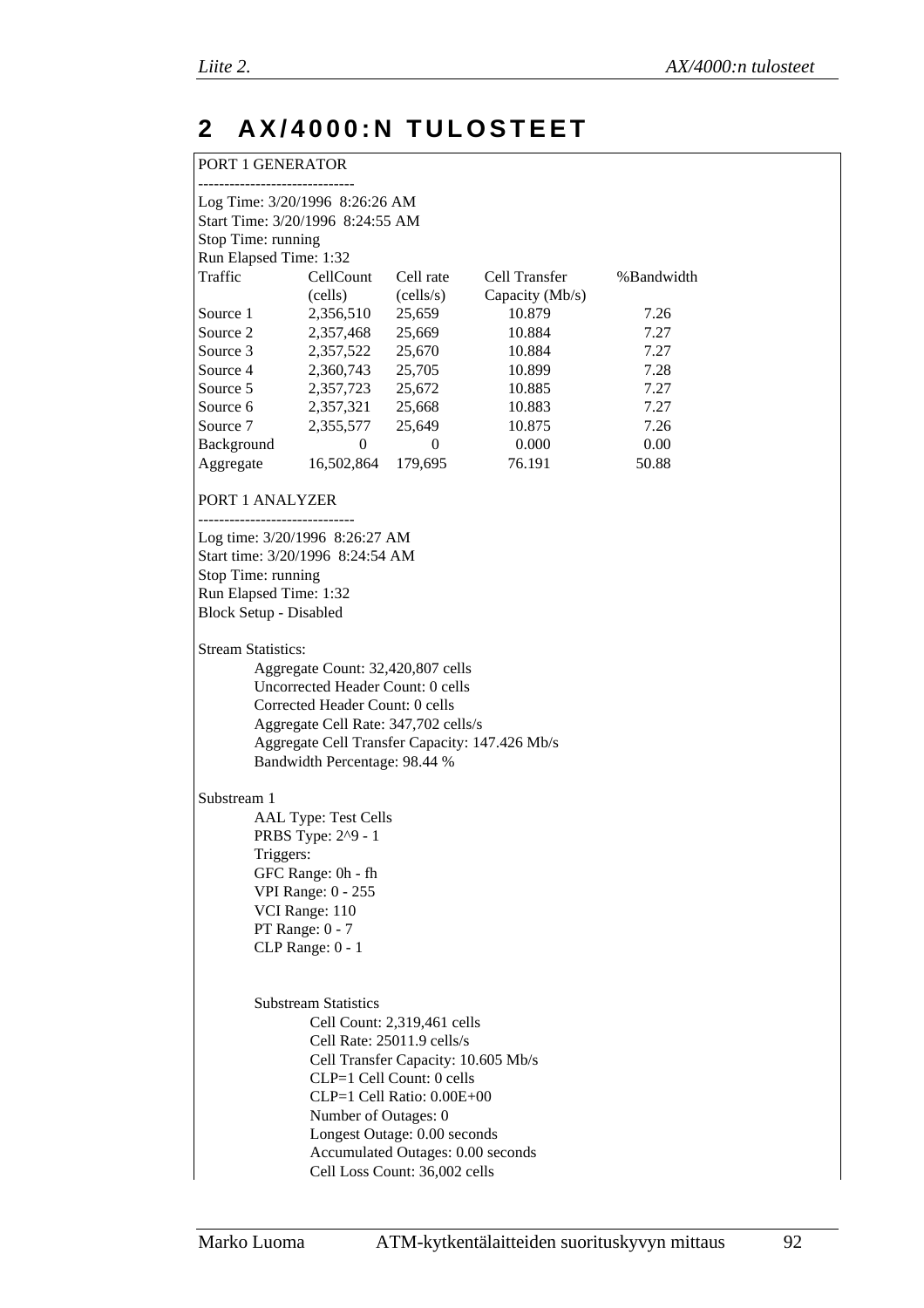# 2 AX/4000:N TULOSTEET

PORT 1 GENERATOR

------------------------------

Log Time: 3/20/1996 8:26:26 AM
Start Time: 3/20/1996 8:24:55 AM
Stop Time: running
Run Elapsed Time: 1:32

| Traffic | CellCount (cells) | Cell rate (cells/s) | Cell Transfer Capacity (Mb/s) | %Bandwidth |
|---|---|---|---|---|
| Source 1 | 2,356,510 | 25,659 | 10.879 | 7.26 |
| Source 2 | 2,357,468 | 25,669 | 10.884 | 7.27 |
| Source 3 | 2,357,522 | 25,670 | 10.884 | 7.27 |
| Source 4 | 2,360,743 | 25,705 | 10.899 | 7.28 |
| Source 5 | 2,357,723 | 25,672 | 10.885 | 7.27 |
| Source 6 | 2,357,321 | 25,668 | 10.883 | 7.27 |
| Source 7 | 2,355,577 | 25,649 | 10.875 | 7.26 |
| Background | 0 | 0 | 0.000 | 0.00 |
| Aggregate | 16,502,864 | 179,695 | 76.191 | 50.88 |

PORT 1 ANALYZER

------------------------------

Log time: 3/20/1996 8:26:27 AM
Start time: 3/20/1996 8:24:54 AM
Stop Time: running
Run Elapsed Time: 1:32
Block Setup - Disabled

Stream Statistics:

Aggregate Count: 32,420,807 cells
Uncorrected Header Count: 0 cells
Corrected Header Count: 0 cells
Aggregate Cell Rate: 347,702 cells/s
Aggregate Cell Transfer Capacity: 147.426 Mb/s
Bandwidth Percentage: 98.44 %

Substream 1

AAL Type: Test Cells
PRBS Type: 2^9 - 1
Triggers:
GFC Range: 0h - fh
VPI Range: 0 - 255
VCI Range: 110
PT Range: 0 - 7
CLP Range: 0 - 1

Substream Statistics

Cell Count: 2,319,461 cells
Cell Rate: 25011.9 cells/s
Cell Transfer Capacity: 10.605 Mb/s
CLP=1 Cell Count: 0 cells
CLP=1 Cell Ratio: 0.00E+00
Number of Outages: 0
Longest Outage: 0.00 seconds
Accumulated Outages: 0.00 seconds
Cell Loss Count: 36,002 cells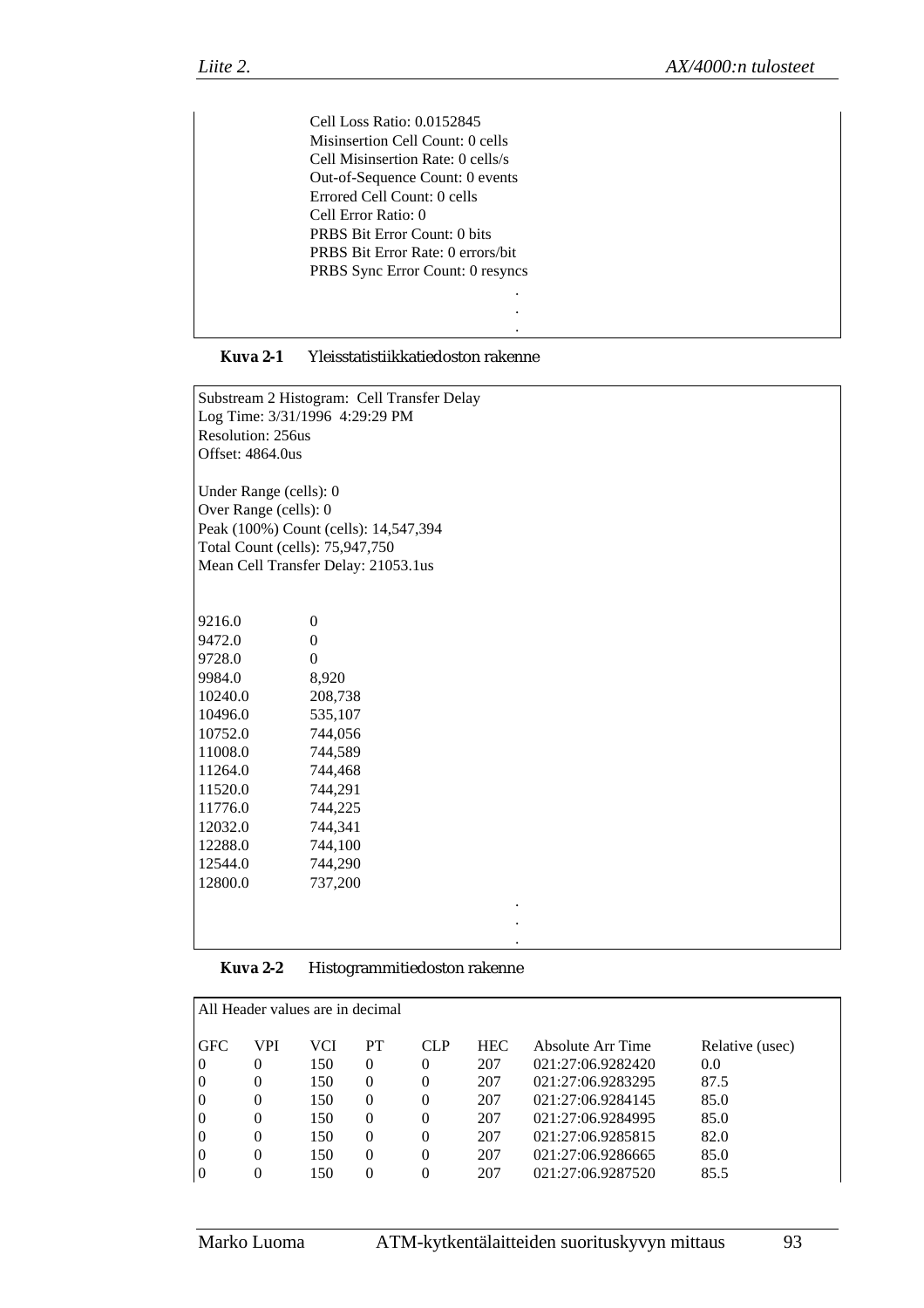Cell Loss Ratio: 0.0152845
Misinsertion Cell Count: 0 cells
Cell Misinsertion Rate: 0 cells/s
Out-of-Sequence Count: 0 events
Errored Cell Count: 0 cells
Cell Error Ratio: 0
PRBS Bit Error Count: 0 bits
PRBS Bit Error Rate: 0 errors/bit
PRBS Sync Error Count: 0 resyncs
.
.
.

**Kuva 2-1** Yleisstatistiikkatiedoston rakenne

Substream 2 Histogram: Cell Transfer Delay
Log Time: 3/31/1996 4:29:29 PM
Resolution: 256us
Offset: 4864.0us

Under Range (cells): 0
Over Range (cells): 0
Peak (100%) Count (cells): 14,547,394
Total Count (cells): 75,947,750
Mean Cell Transfer Delay: 21053.1us

| | |
|---|---|
| 9216.0 | 0 |
| 9472.0 | 0 |
| 9728.0 | 0 |
| 9984.0 | 8,920 |
| 10240.0 | 208,738 |
| 10496.0 | 535,107 |
| 10752.0 | 744,056 |
| 11008.0 | 744,589 |
| 11264.0 | 744,468 |
| 11520.0 | 744,291 |
| 11776.0 | 744,225 |
| 12032.0 | 744,341 |
| 12288.0 | 744,100 |
| 12544.0 | 744,290 |
| 12800.0 | 737,200 |

.
.
.

**Kuva 2-2** Histogrammitiedoston rakenne

All Header values are in decimal

| GFC | VPI | VCI | PT | CLP | HEC | Absolute Arr Time | Relative (usec) |
|---|---|---|---|---|---|---|---|
| 0 | 0 | 150 | 0 | 0 | 207 | 021:27:06.9282420 | 0.0 |
| 0 | 0 | 150 | 0 | 0 | 207 | 021:27:06.9283295 | 87.5 |
| 0 | 0 | 150 | 0 | 0 | 207 | 021:27:06.9284145 | 85.0 |
| 0 | 0 | 150 | 0 | 0 | 207 | 021:27:06.9284995 | 85.0 |
| 0 | 0 | 150 | 0 | 0 | 207 | 021:27:06.9285815 | 82.0 |
| 0 | 0 | 150 | 0 | 0 | 207 | 021:27:06.9286665 | 85.0 |
| 0 | 0 | 150 | 0 | 0 | 207 | 021:27:06.9287520 | 85.5 |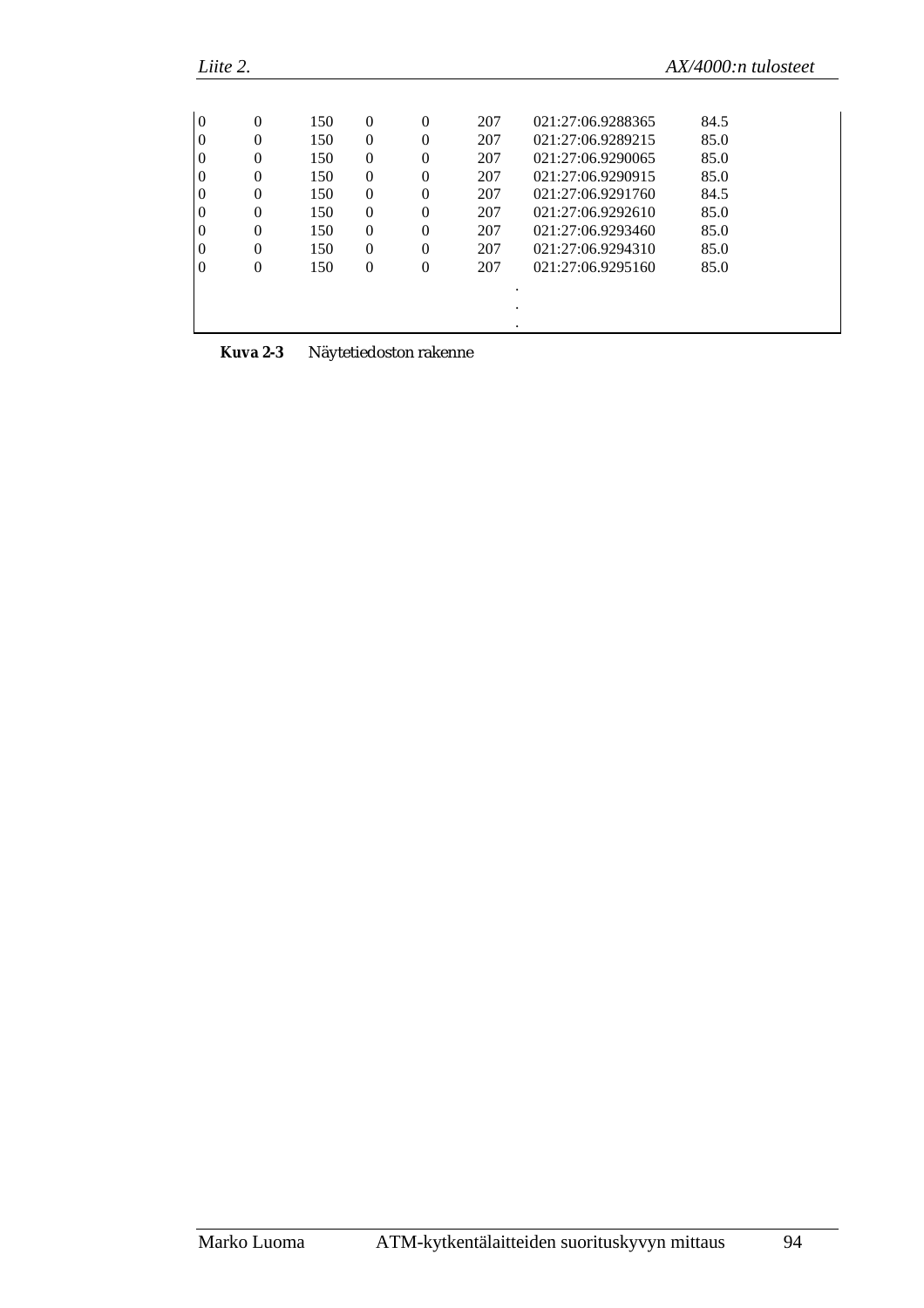| | | | | | | | |
|---|---|---|---|---|---|---|---|
| 0 | 0 | 150 | 0 | 0 | 207 | 021:27:06.9288365 | 84.5 |
| 0 | 0 | 150 | 0 | 0 | 207 | 021:27:06.9289215 | 85.0 |
| 0 | 0 | 150 | 0 | 0 | 207 | 021:27:06.9290065 | 85.0 |
| 0 | 0 | 150 | 0 | 0 | 207 | 021:27:06.9290915 | 85.0 |
| 0 | 0 | 150 | 0 | 0 | 207 | 021:27:06.9291760 | 84.5 |
| 0 | 0 | 150 | 0 | 0 | 207 | 021:27:06.9292610 | 85.0 |
| 0 | 0 | 150 | 0 | 0 | 207 | 021:27:06.9293460 | 85.0 |
| 0 | 0 | 150 | 0 | 0 | 207 | 021:27:06.9294310 | 85.0 |
| 0 | 0 | 150 | 0 | 0 | 207 | 021:27:06.9295160 | 85.0 |

.
.
.

**Kuva 2-3** Näytetiedoston rakenne